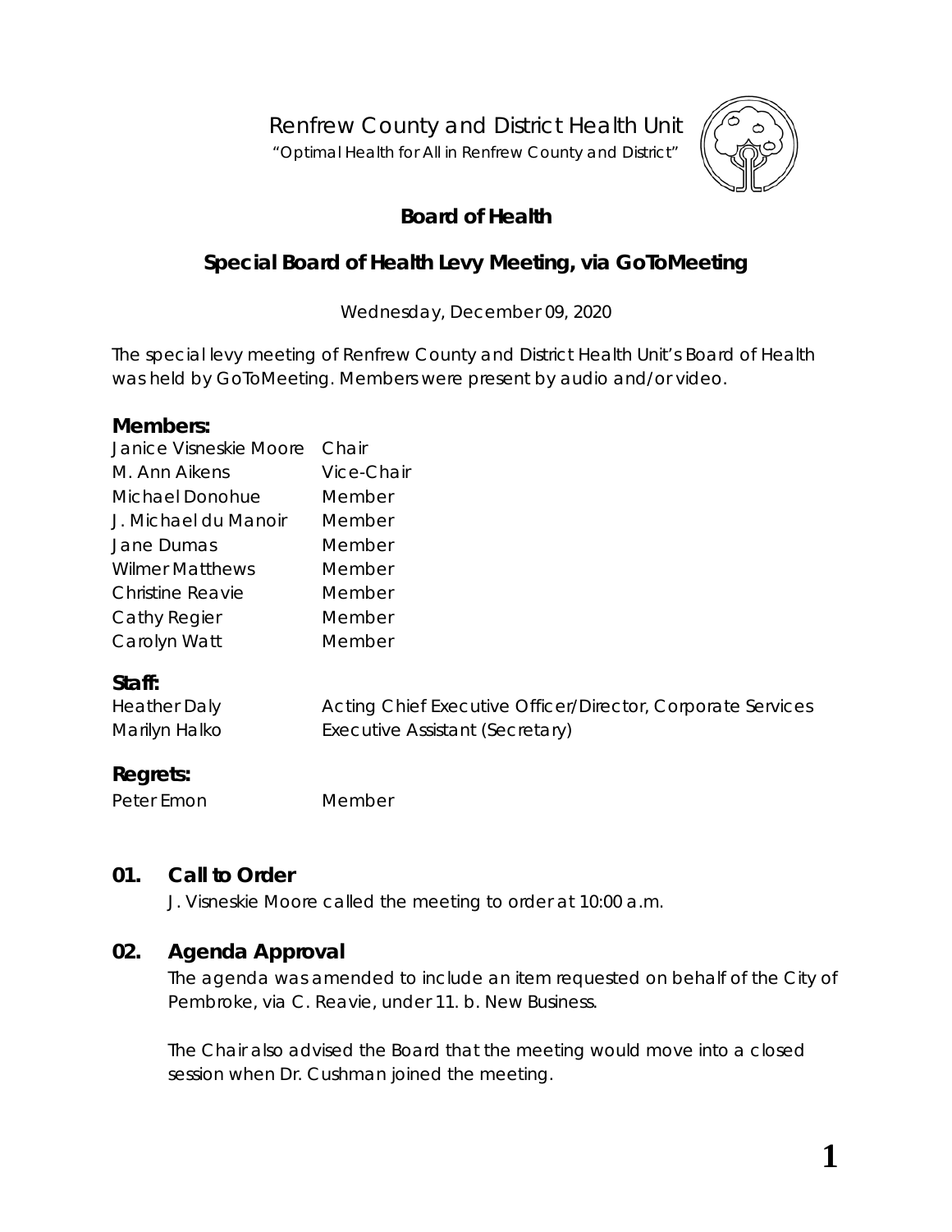# Renfrew County and District Health Unit

"Optimal Health for All in Renfrew County and District"

## Board of Health

## Special Board of Health Levy Meeting, via GoToMeeting

Wednesday, December 09, 2020

The special levy meeting of Renfrew County and District Health Unit's Board of Health was held by GoToMeeting. Members were present by audio and/or video.

### Members:

| | |
|---|---|
| Janice Visneskie Moore | Chair |
| M. Ann Aikens | Vice-Chair |
| Michael Donohue | Member |
| J. Michael du Manoir | Member |
| Jane Dumas | Member |
| Wilmer Matthews | Member |
| Christine Reavie | Member |
| Cathy Regier | Member |
| Carolyn Watt | Member |

### Staff:

| | |
|---|---|
| Heather Daly | Acting Chief Executive Officer/Director, Corporate Services |
| Marilyn Halko | Executive Assistant (Secretary) |

### Regrets:

| | |
|---|---|
| Peter Emon | Member |

## 01. Call to Order

J. Visneskie Moore called the meeting to order at 10:00 a.m.

## 02. Agenda Approval

The agenda was amended to include an item requested on behalf of the City of Pembroke, via C. Reavie, under 11. b. New Business.

The Chair also advised the Board that the meeting would move into a closed session when Dr. Cushman joined the meeting.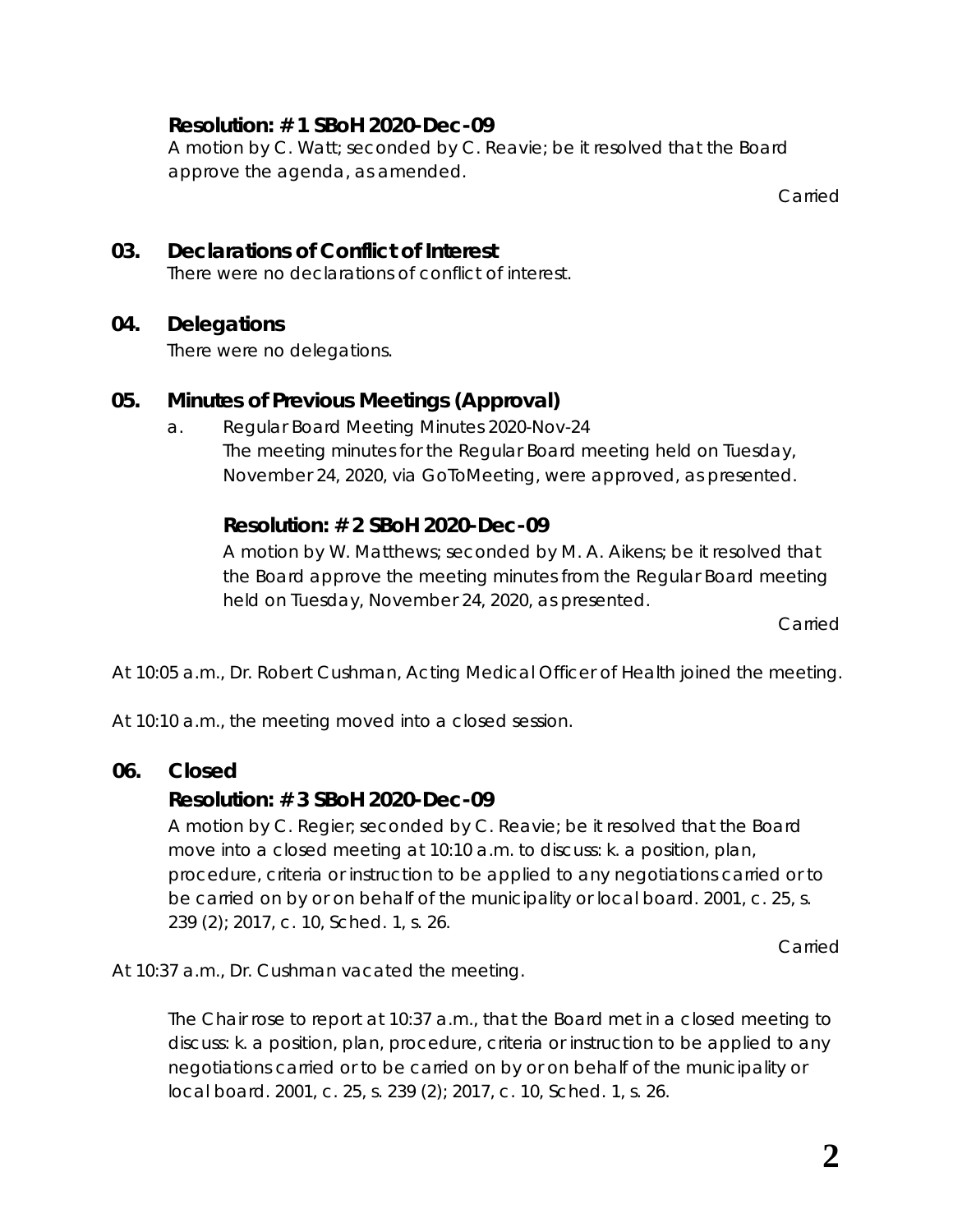**Resolution: # 1 SBoH 2020-Dec-09**

A motion by C. Watt; seconded by C. Reavie; be it resolved that the Board approve the agenda, as amended.

Carried

## 03. Declarations of Conflict of Interest

There were no declarations of conflict of interest.

## 04. Delegations

There were no delegations.

## 05. Minutes of Previous Meetings (Approval)

a. Regular Board Meeting Minutes 2020-Nov-24

The meeting minutes for the Regular Board meeting held on Tuesday, November 24, 2020, via GoToMeeting, were approved, as presented.

**Resolution: # 2 SBoH 2020-Dec-09**

A motion by W. Matthews; seconded by M. A. Aikens; be it resolved that the Board approve the meeting minutes from the Regular Board meeting held on Tuesday, November 24, 2020, as presented.

Carried

At 10:05 a.m., Dr. Robert Cushman, Acting Medical Officer of Health joined the meeting.

At 10:10 a.m., the meeting moved into a closed session.

## 06. Closed

**Resolution: # 3 SBoH 2020-Dec-09**

A motion by C. Regier; seconded by C. Reavie; be it resolved that the Board move into a closed meeting at 10:10 a.m. to discuss: k. a position, plan, procedure, criteria or instruction to be applied to any negotiations carried or to be carried on by or on behalf of the municipality or local board. 2001, c. 25, s. 239 (2); 2017, c. 10, Sched. 1, s. 26.

Carried

At 10:37 a.m., Dr. Cushman vacated the meeting.

The Chair rose to report at 10:37 a.m., that the Board met in a closed meeting to discuss: k. a position, plan, procedure, criteria or instruction to be applied to any negotiations carried or to be carried on by or on behalf of the municipality or local board. 2001, c. 25, s. 239 (2); 2017, c. 10, Sched. 1, s. 26.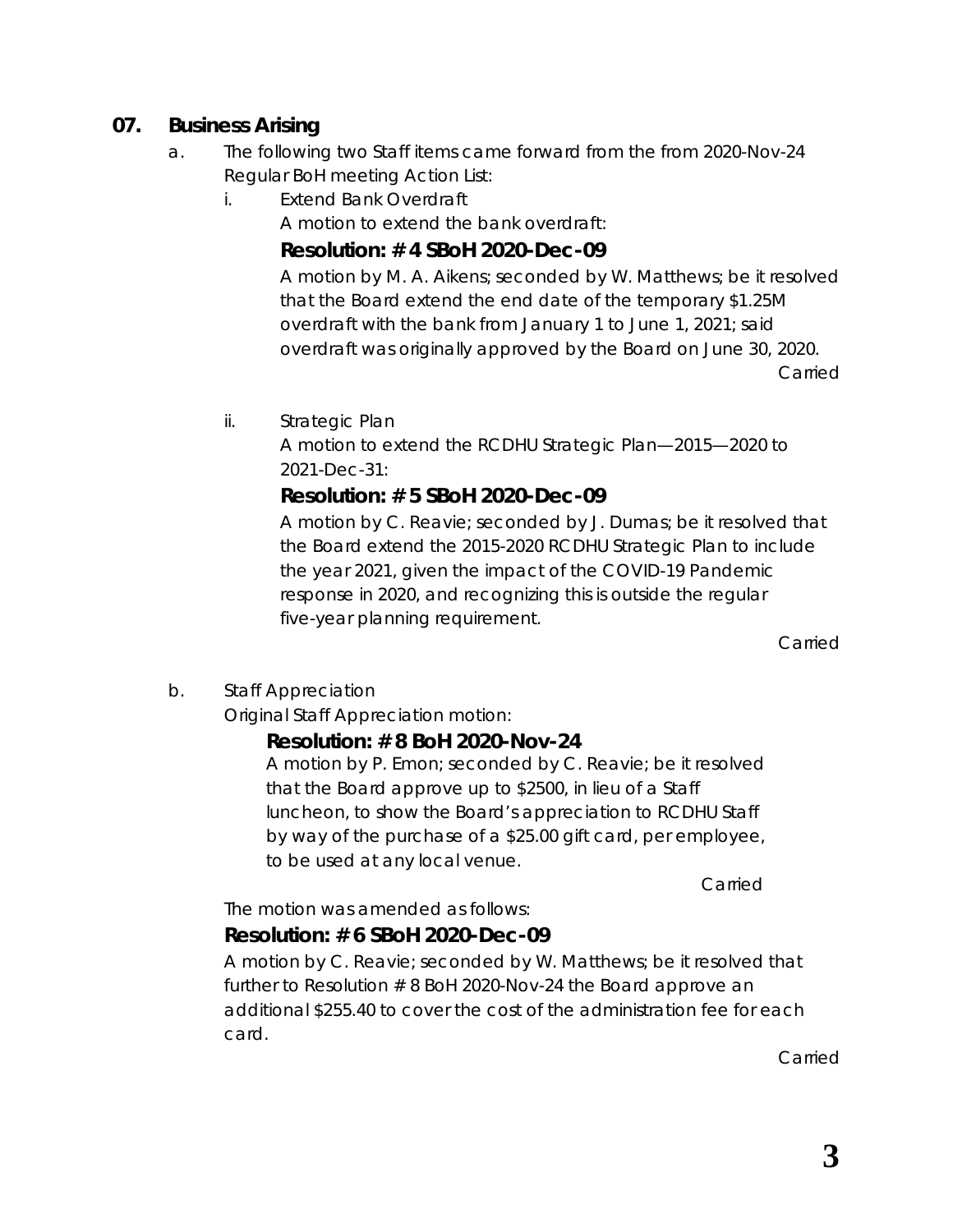## 07. Business Arising

a. The following two Staff items came forward from the from 2020-Nov-24 Regular BoH meeting Action List:

   i. Extend Bank Overdraft

      A motion to extend the bank overdraft:

      **Resolution: # 4 SBoH 2020-Dec-09**

      A motion by M. A. Aikens; seconded by W. Matthews; be it resolved that the Board extend the end date of the temporary $1.25M overdraft with the bank from January 1 to June 1, 2021; said overdraft was originally approved by the Board on June 30, 2020.

      Carried

   ii. Strategic Plan

      A motion to extend the RCDHU Strategic Plan—2015—2020 to 2021-Dec-31:

      **Resolution: # 5 SBoH 2020-Dec-09**

      A motion by C. Reavie; seconded by J. Dumas; be it resolved that the Board extend the 2015-2020 RCDHU Strategic Plan to include the year 2021, given the impact of the COVID-19 Pandemic response in 2020, and recognizing this is outside the regular five-year planning requirement.

      Carried

b. Staff Appreciation

   Original Staff Appreciation motion:

   **Resolution: # 8 BoH 2020-Nov-24**

   A motion by P. Emon; seconded by C. Reavie; be it resolved that the Board approve up to $2500, in lieu of a Staff luncheon, to show the Board's appreciation to RCDHU Staff by way of the purchase of a $25.00 gift card, per employee, to be used at any local venue.

   Carried

   The motion was amended as follows:

   **Resolution: # 6 SBoH 2020-Dec-09**

   A motion by C. Reavie; seconded by W. Matthews; be it resolved that further to Resolution # 8 BoH 2020-Nov-24 the Board approve an additional $255.40 to cover the cost of the administration fee for each card.

   Carried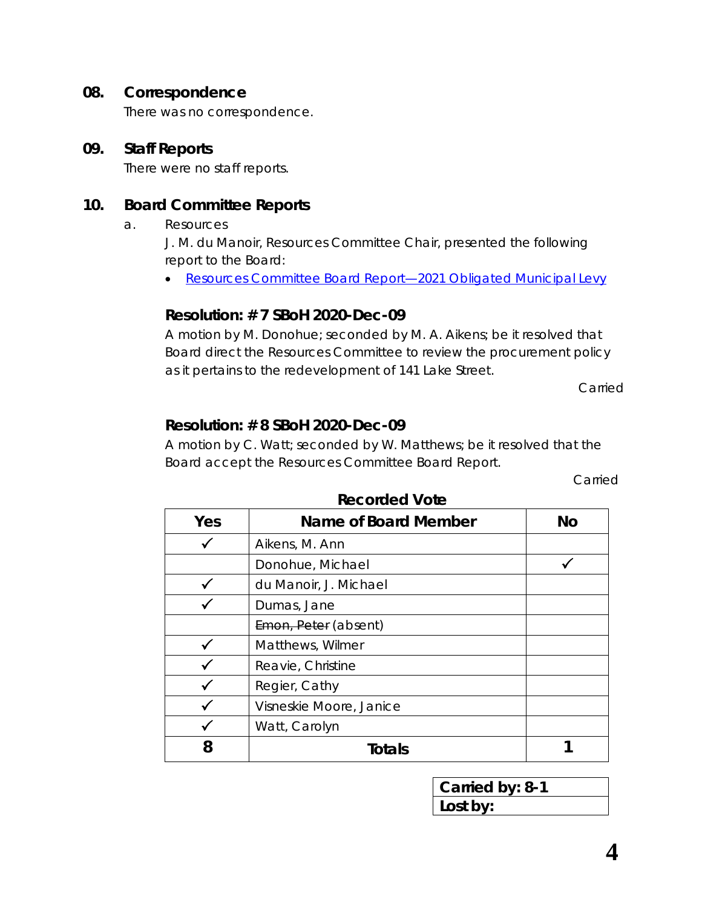## 08. Correspondence

There was no correspondence.

## 09. Staff Reports

There were no staff reports.

## 10. Board Committee Reports

a. Resources

J. M. du Manoir, Resources Committee Chair, presented the following report to the Board:

- Resources Committee Board Report—2021 Obligated Municipal Levy

### Resolution: # 7 SBoH 2020-Dec-09

A motion by M. Donohue; seconded by M. A. Aikens; be it resolved that Board direct the Resources Committee to review the procurement policy as it pertains to the redevelopment of 141 Lake Street.

Carried

### Resolution: # 8 SBoH 2020-Dec-09

A motion by C. Watt; seconded by W. Matthews; be it resolved that the Board accept the Resources Committee Board Report.

Carried

**Recorded Vote**

| Yes | Name of Board Member | No |
|---|---|---|
| ✓ | Aikens, M. Ann | |
| | Donohue, Michael | ✓ |
| ✓ | du Manoir, J. Michael | |
| ✓ | Dumas, Jane | |
| | ~~Emon, Peter~~ (absent) | |
| ✓ | Matthews, Wilmer | |
| ✓ | Reavie, Christine | |
| ✓ | Regier, Cathy | |
| ✓ | Visneskie Moore, Janice | |
| ✓ | Watt, Carolyn | |
| **8** | **Totals** | **1** |

| **Carried by: 8-1** |
|---|
| **Lost by:** |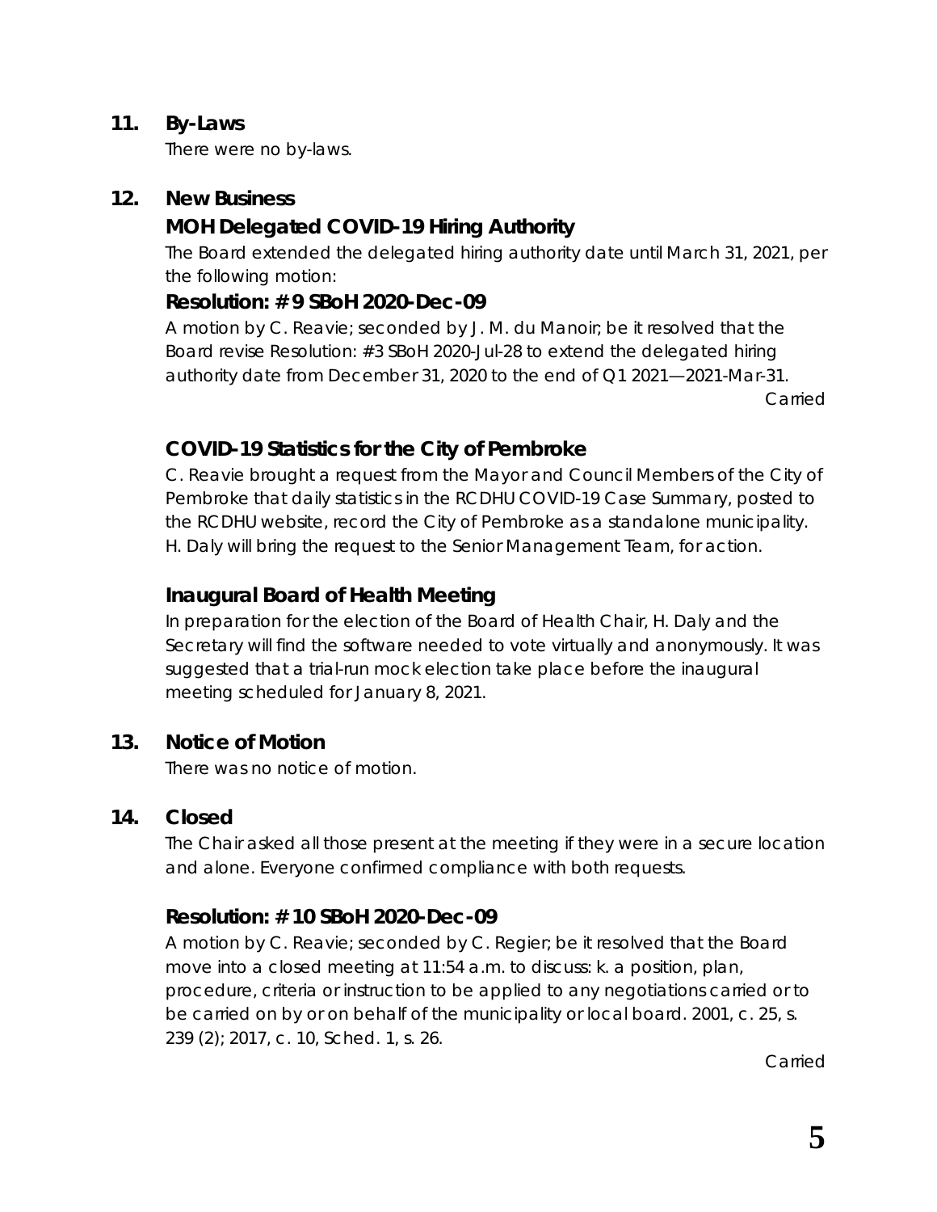## 11. By-Laws

There were no by-laws.

## 12. New Business

### MOH Delegated COVID-19 Hiring Authority

The Board extended the delegated hiring authority date until March 31, 2021, per the following motion:

**Resolution: # 9 SBoH 2020-Dec-09**

A motion by C. Reavie; seconded by J. M. du Manoir; be it resolved that the Board revise Resolution: #3 SBoH 2020-Jul-28 to extend the delegated hiring authority date from December 31, 2020 to the end of Q1 2021—2021-Mar-31.

*Carried*

### COVID-19 Statistics for the City of Pembroke

C. Reavie brought a request from the Mayor and Council Members of the City of Pembroke that daily statistics in the RCDHU COVID-19 Case Summary, posted to the RCDHU website, record the City of Pembroke as a standalone municipality. H. Daly will bring the request to the Senior Management Team, for action.

### Inaugural Board of Health Meeting

In preparation for the election of the Board of Health Chair, H. Daly and the Secretary will find the software needed to vote virtually and anonymously. It was suggested that a trial-run mock election take place before the inaugural meeting scheduled for January 8, 2021.

## 13. Notice of Motion

There was no notice of motion.

## 14. Closed

The Chair asked all those present at the meeting if they were in a secure location and alone. Everyone confirmed compliance with both requests.

**Resolution: # 10 SBoH 2020-Dec-09**

A motion by C. Reavie; seconded by C. Regier; be it resolved that the Board move into a closed meeting at 11:54 a.m. to discuss: k. a position, plan, procedure, criteria or instruction to be applied to any negotiations carried or to be carried on by or on behalf of the municipality or local board. 2001, c. 25, s. 239 (2); 2017, c. 10, Sched. 1, s. 26.

*Carried*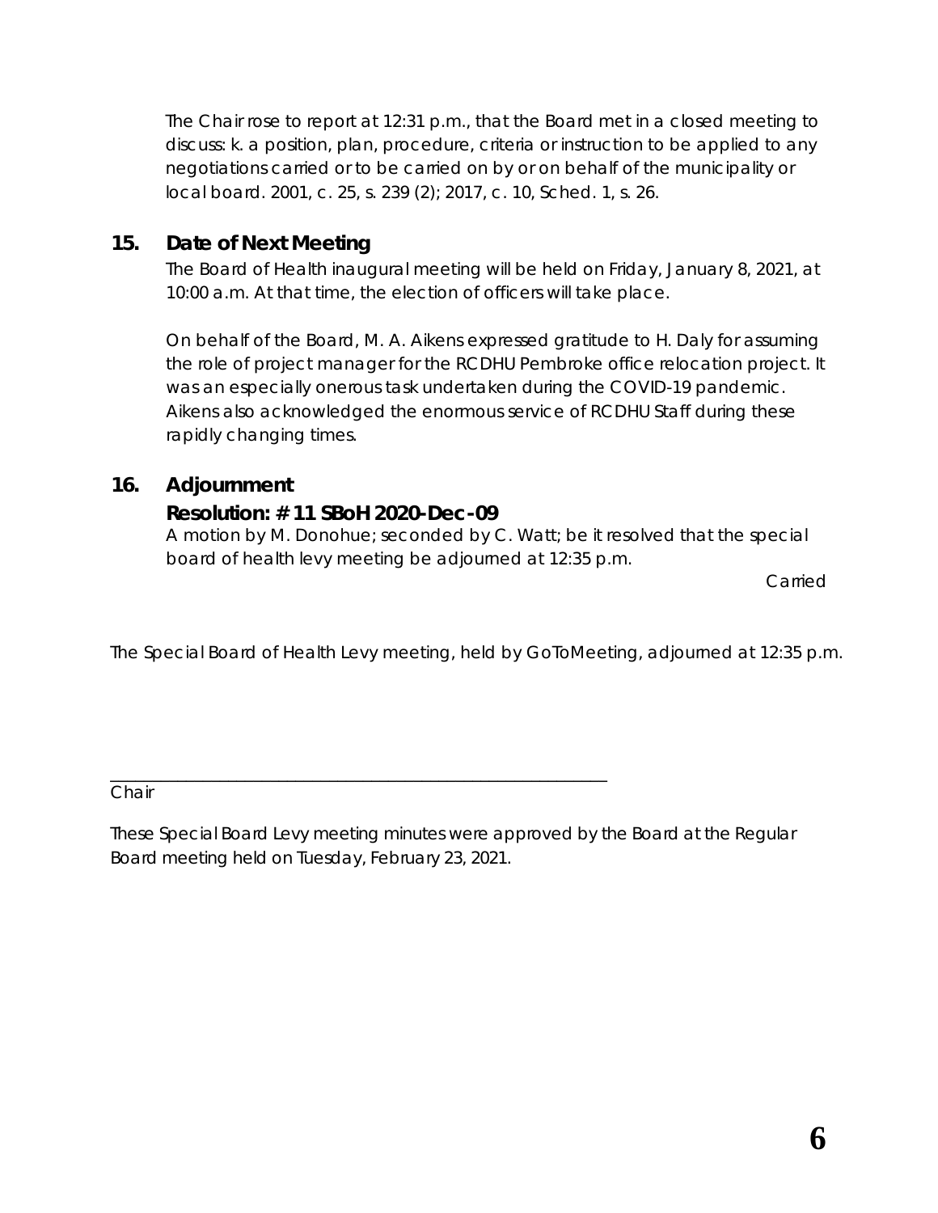The Chair rose to report at 12:31 p.m., that the Board met in a closed meeting to discuss: k. a position, plan, procedure, criteria or instruction to be applied to any negotiations carried or to be carried on by or on behalf of the municipality or local board. 2001, c. 25, s. 239 (2); 2017, c. 10, Sched. 1, s. 26.

## 15. Date of Next Meeting

The Board of Health inaugural meeting will be held on Friday, January 8, 2021, at 10:00 a.m. At that time, the election of officers will take place.

On behalf of the Board, M. A. Aikens expressed gratitude to H. Daly for assuming the role of project manager for the RCDHU Pembroke office relocation project. It was an especially onerous task undertaken during the COVID-19 pandemic. Aikens also acknowledged the enormous service of RCDHU Staff during these rapidly changing times.

## 16. Adjournment

**Resolution: # 11 SBoH 2020-Dec-09**

A motion by M. Donohue; seconded by C. Watt; be it resolved that the special board of health levy meeting be adjourned at 12:35 p.m.

Carried

The Special Board of Health Levy meeting, held by GoToMeeting, adjourned at 12:35 p.m.

\_\_\_\_\_\_\_\_\_\_\_\_\_\_\_\_\_\_\_\_\_\_\_\_\_\_\_\_\_\_\_\_\_\_\_\_\_\_\_\_\_\_\_\_\_\_\_\_\_\_\_\_\_\_\_\_

Chair

These Special Board Levy meeting minutes were approved by the Board at the Regular Board meeting held on Tuesday, February 23, 2021.